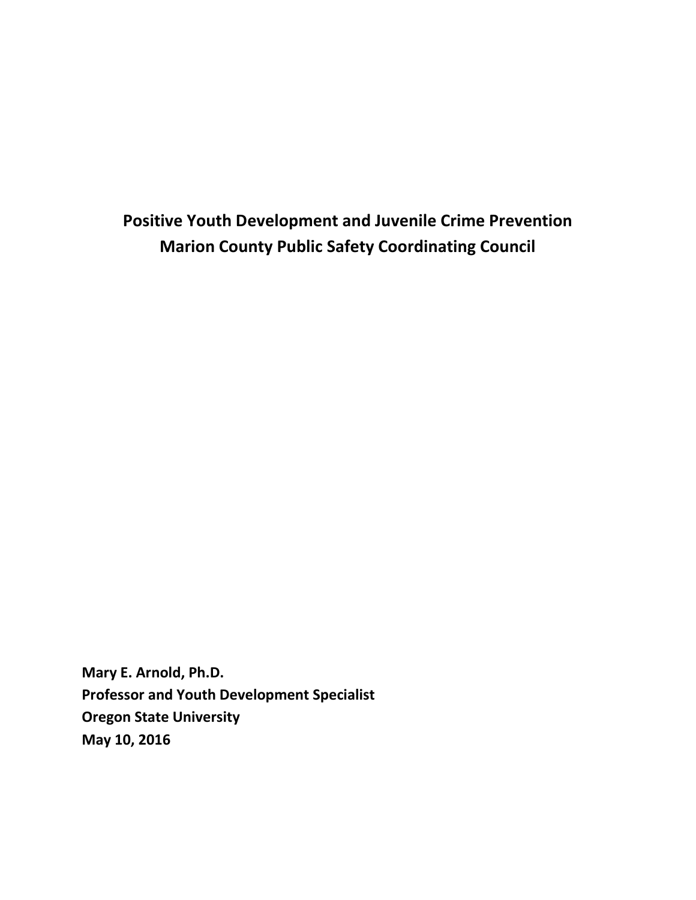# Positive Youth Development and Juvenile Crime Prevention
# Marion County Public Safety Coordinating Council

**Mary E. Arnold, Ph.D.**
**Professor and Youth Development Specialist**
**Oregon State University**
**May 10, 2016**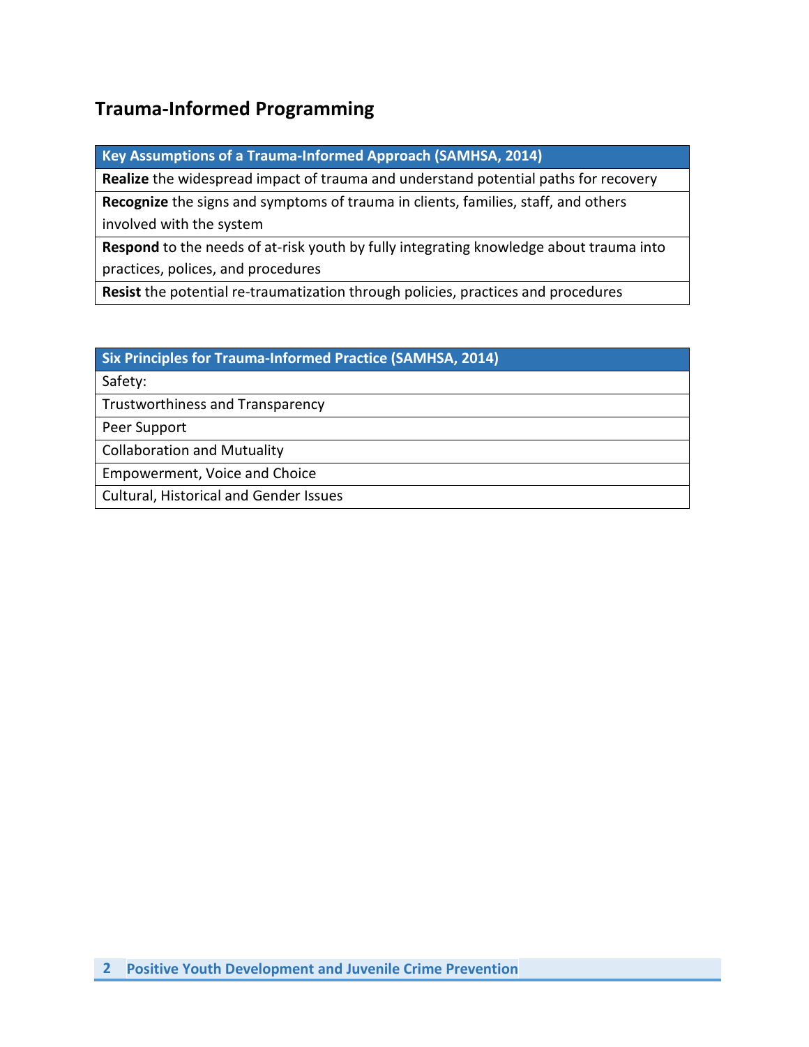## Trauma-Informed Programming

| Key Assumptions of a Trauma-Informed Approach (SAMHSA, 2014) |
| --- |
| **Realize** the widespread impact of trauma and understand potential paths for recovery |
| **Recognize** the signs and symptoms of trauma in clients, families, staff, and others involved with the system |
| **Respond** to the needs of at-risk youth by fully integrating knowledge about trauma into practices, polices, and procedures |
| **Resist** the potential re-traumatization through policies, practices and procedures |

| Six Principles for Trauma-Informed Practice (SAMHSA, 2014) |
| --- |
| Safety: |
| Trustworthiness and Transparency |
| Peer Support |
| Collaboration and Mutuality |
| Empowerment, Voice and Choice |
| Cultural, Historical and Gender Issues |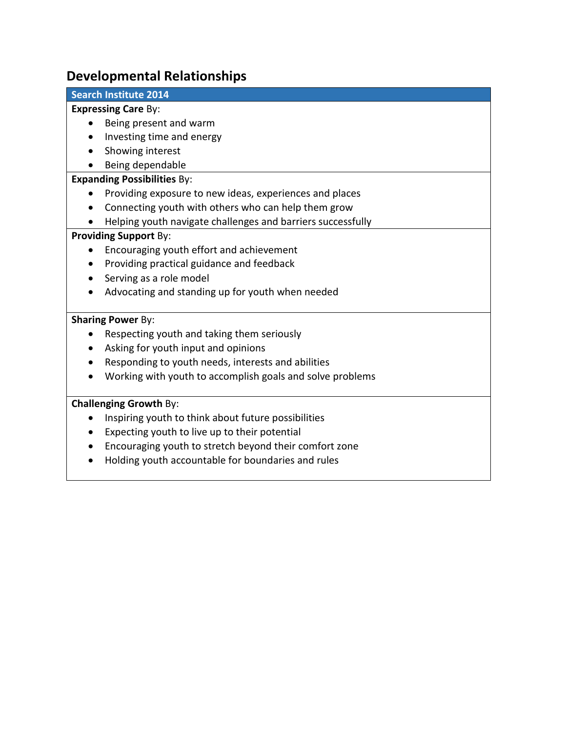## Developmental Relationships

**Search Institute 2014**

**Expressing Care** By:

- Being present and warm
- Investing time and energy
- Showing interest
- Being dependable

**Expanding Possibilities** By:

- Providing exposure to new ideas, experiences and places
- Connecting youth with others who can help them grow
- Helping youth navigate challenges and barriers successfully

**Providing Support** By:

- Encouraging youth effort and achievement
- Providing practical guidance and feedback
- Serving as a role model
- Advocating and standing up for youth when needed

**Sharing Power** By:

- Respecting youth and taking them seriously
- Asking for youth input and opinions
- Responding to youth needs, interests and abilities
- Working with youth to accomplish goals and solve problems

**Challenging Growth** By:

- Inspiring youth to think about future possibilities
- Expecting youth to live up to their potential
- Encouraging youth to stretch beyond their comfort zone
- Holding youth accountable for boundaries and rules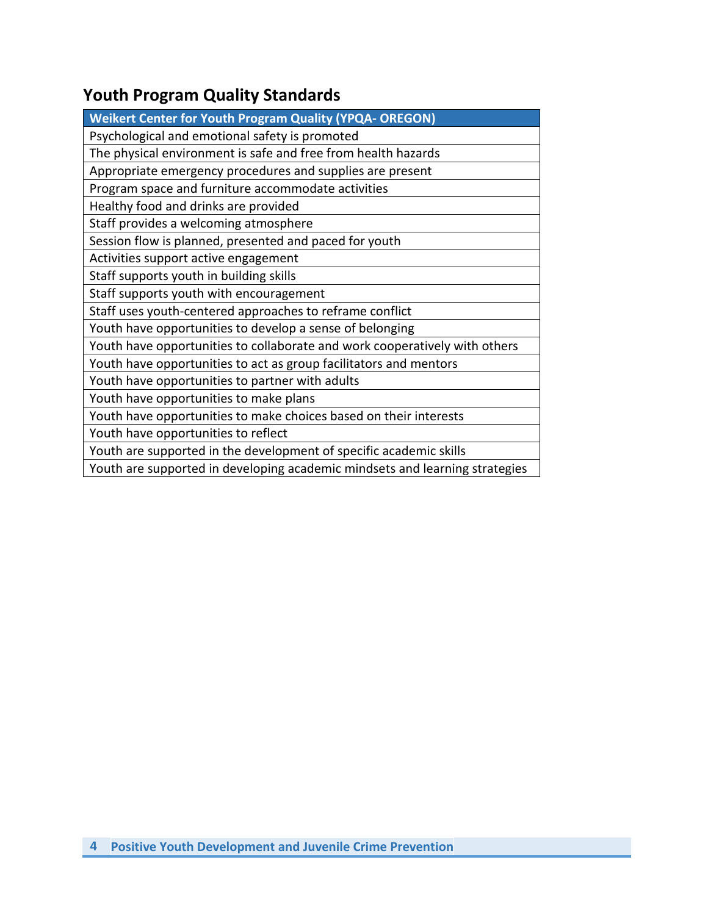## Youth Program Quality Standards

| Weikert Center for Youth Program Quality (YPQA- OREGON) |
|---|
| Psychological and emotional safety is promoted |
| The physical environment is safe and free from health hazards |
| Appropriate emergency procedures and supplies are present |
| Program space and furniture accommodate activities |
| Healthy food and drinks are provided |
| Staff provides a welcoming atmosphere |
| Session flow is planned, presented and paced for youth |
| Activities support active engagement |
| Staff supports youth in building skills |
| Staff supports youth with encouragement |
| Staff uses youth-centered approaches to reframe conflict |
| Youth have opportunities to develop a sense of belonging |
| Youth have opportunities to collaborate and work cooperatively with others |
| Youth have opportunities to act as group facilitators and mentors |
| Youth have opportunities to partner with adults |
| Youth have opportunities to make plans |
| Youth have opportunities to make choices based on their interests |
| Youth have opportunities to reflect |
| Youth are supported in the development of specific academic skills |
| Youth are supported in developing academic mindsets and learning strategies |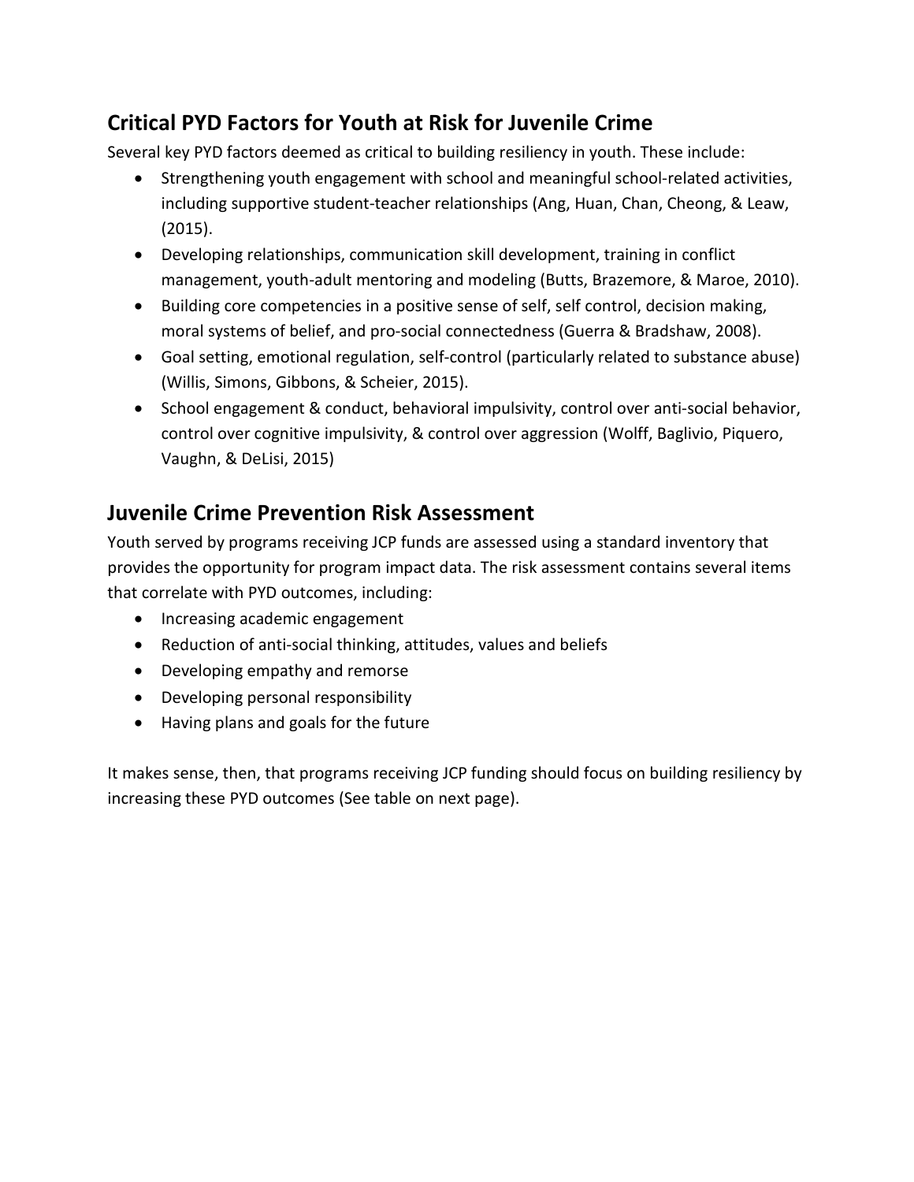## Critical PYD Factors for Youth at Risk for Juvenile Crime

Several key PYD factors deemed as critical to building resiliency in youth. These include:

- Strengthening youth engagement with school and meaningful school-related activities, including supportive student-teacher relationships (Ang, Huan, Chan, Cheong, & Leaw, (2015).
- Developing relationships, communication skill development, training in conflict management, youth-adult mentoring and modeling (Butts, Brazemore, & Maroe, 2010).
- Building core competencies in a positive sense of self, self control, decision making, moral systems of belief, and pro-social connectedness (Guerra & Bradshaw, 2008).
- Goal setting, emotional regulation, self-control (particularly related to substance abuse) (Willis, Simons, Gibbons, & Scheier, 2015).
- School engagement & conduct, behavioral impulsivity, control over anti-social behavior, control over cognitive impulsivity, & control over aggression (Wolff, Baglivio, Piquero, Vaughn, & DeLisi, 2015)

## Juvenile Crime Prevention Risk Assessment

Youth served by programs receiving JCP funds are assessed using a standard inventory that provides the opportunity for program impact data. The risk assessment contains several items that correlate with PYD outcomes, including:

- Increasing academic engagement
- Reduction of anti-social thinking, attitudes, values and beliefs
- Developing empathy and remorse
- Developing personal responsibility
- Having plans and goals for the future

It makes sense, then, that programs receiving JCP funding should focus on building resiliency by increasing these PYD outcomes (See table on next page).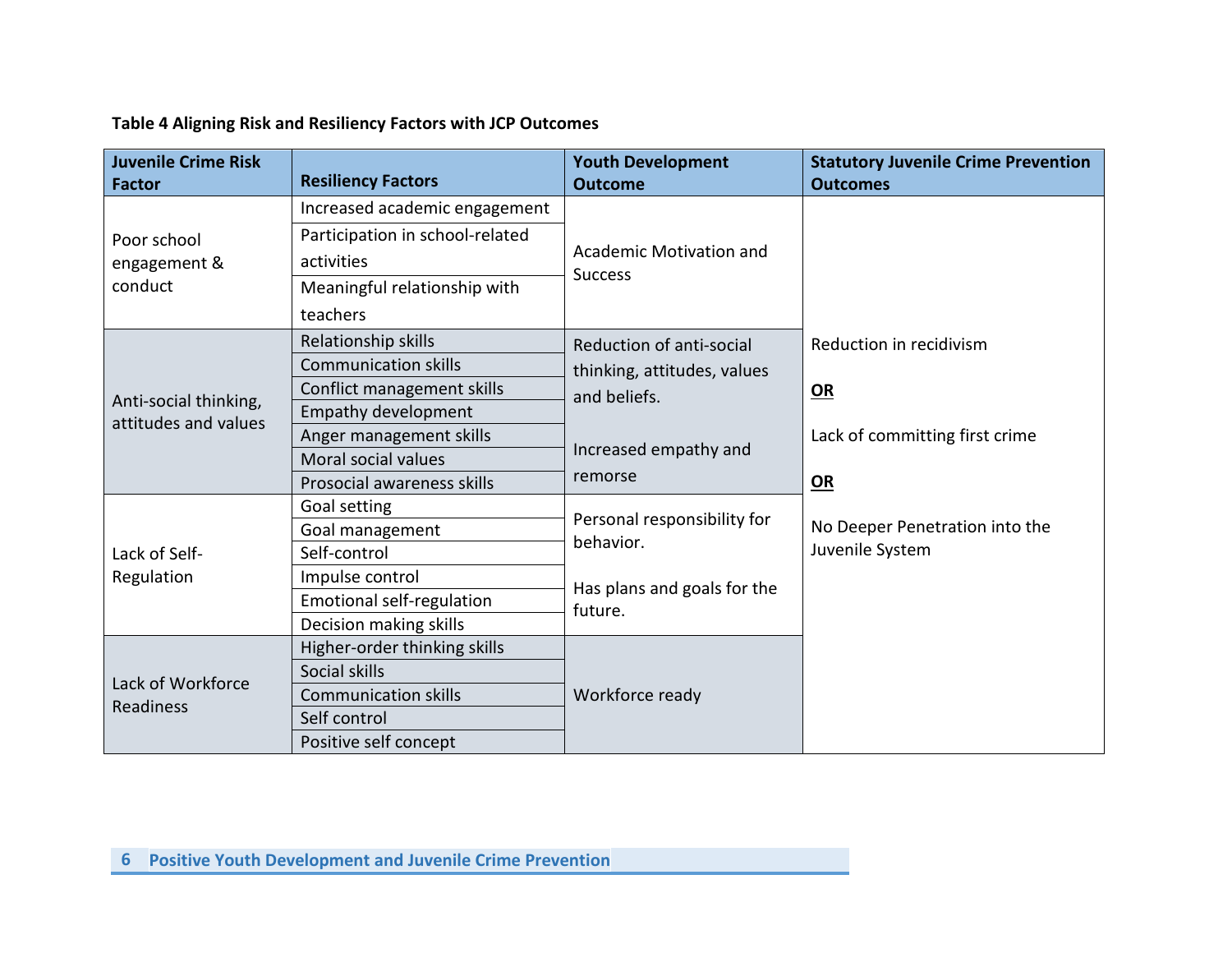**Table 4 Aligning Risk and Resiliency Factors with JCP Outcomes**

| Juvenile Crime Risk Factor | Resiliency Factors | Youth Development Outcome | Statutory Juvenile Crime Prevention Outcomes |
|---|---|---|---|
| Poor school engagement & conduct | Increased academic engagement | Academic Motivation and Success | Reduction in recidivism **OR** Lack of committing first crime **OR** No Deeper Penetration into the Juvenile System |
| | Participation in school-related activities | | |
| | Meaningful relationship with teachers | | |
| Anti-social thinking, attitudes and values | Relationship skills | Reduction of anti-social thinking, attitudes, values and beliefs. Increased empathy and remorse | |
| | Communication skills | | |
| | Conflict management skills | | |
| | Empathy development | | |
| | Anger management skills | | |
| | Moral social values | | |
| | Prosocial awareness skills | | |
| Lack of Self-Regulation | Goal setting | Personal responsibility for behavior. Has plans and goals for the future. | |
| | Goal management | | |
| | Self-control | | |
| | Impulse control | | |
| | Emotional self-regulation | | |
| | Decision making skills | | |
| Lack of Workforce Readiness | Higher-order thinking skills | Workforce ready | |
| | Social skills | | |
| | Communication skills | | |
| | Self control | | |
| | Positive self concept | | |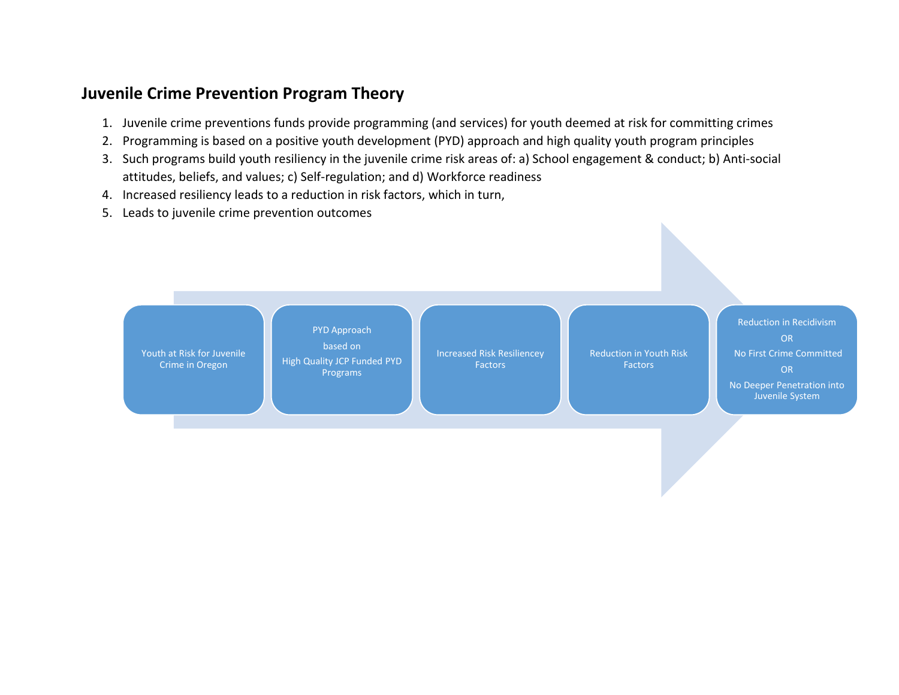## Juvenile Crime Prevention Program Theory

1. Juvenile crime preventions funds provide programming (and services) for youth deemed at risk for committing crimes
2. Programming is based on a positive youth development (PYD) approach and high quality youth program principles
3. Such programs build youth resiliency in the juvenile crime risk areas of: a) School engagement & conduct; b) Anti-social attitudes, beliefs, and values; c) Self-regulation; and d) Workforce readiness
4. Increased resiliency leads to a reduction in risk factors, which in turn,
5. Leads to juvenile crime prevention outcomes

Youth at Risk for Juvenile Crime in Oregon

PYD Approach
based on
High Quality JCP Funded PYD Programs

Increased Risk Resiliencey Factors

Reduction in Youth Risk Factors

Reduction in Recidivism
OR
No First Crime Committed
OR
No Deeper Penetration into Juvenile System